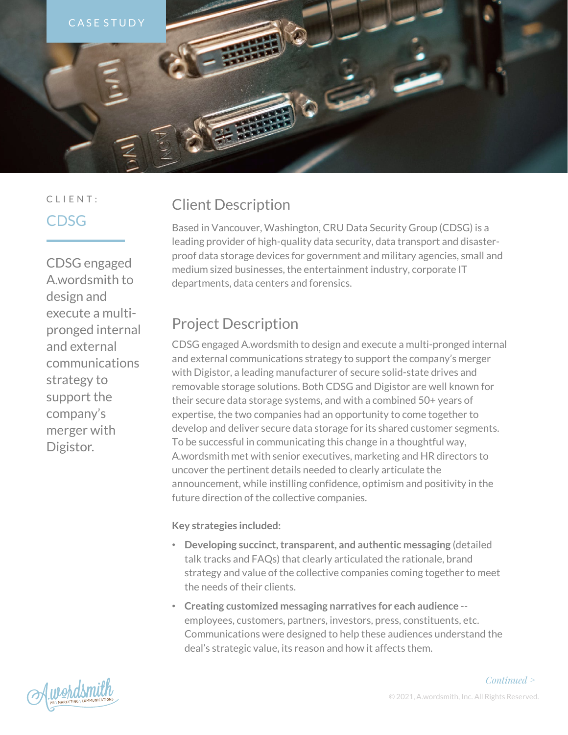CASE STUDY

CLIENT:

**CDSG**

CDSG engaged A.wordsmith to design and execute a multi-pronged internal and external communications strategy to support the company's merger with Digistor.

## Client Description

Based in Vancouver, Washington, CRU Data Security Group (CDSG) is a leading provider of high-quality data security, data transport and disaster-proof data storage devices for government and military agencies, small and medium sized businesses, the entertainment industry, corporate IT departments, data centers and forensics.

## Project Description

CDSG engaged A.wordsmith to design and execute a multi-pronged internal and external communications strategy to support the company's merger with Digistor, a leading manufacturer of secure solid-state drives and removable storage solutions. Both CDSG and Digistor are well known for their secure data storage systems, and with a combined 50+ years of expertise, the two companies had an opportunity to come together to develop and deliver secure data storage for its shared customer segments. To be successful in communicating this change in a thoughtful way, A.wordsmith met with senior executives, marketing and HR directors to uncover the pertinent details needed to clearly articulate the announcement, while instilling confidence, optimism and positivity in the future direction of the collective companies.

**Key strategies included:**

- **Developing succinct, transparent, and authentic messaging** (detailed talk tracks and FAQs) that clearly articulated the rationale, brand strategy and value of the collective companies coming together to meet the needs of their clients.
- **Creating customized messaging narratives for each audience** -- employees, customers, partners, investors, press, constituents, etc. Communications were designed to help these audiences understand the deal's strategic value, its reason and how it affects them.

*Continued >*

© 2021, A.wordsmith, Inc. All Rights Reserved.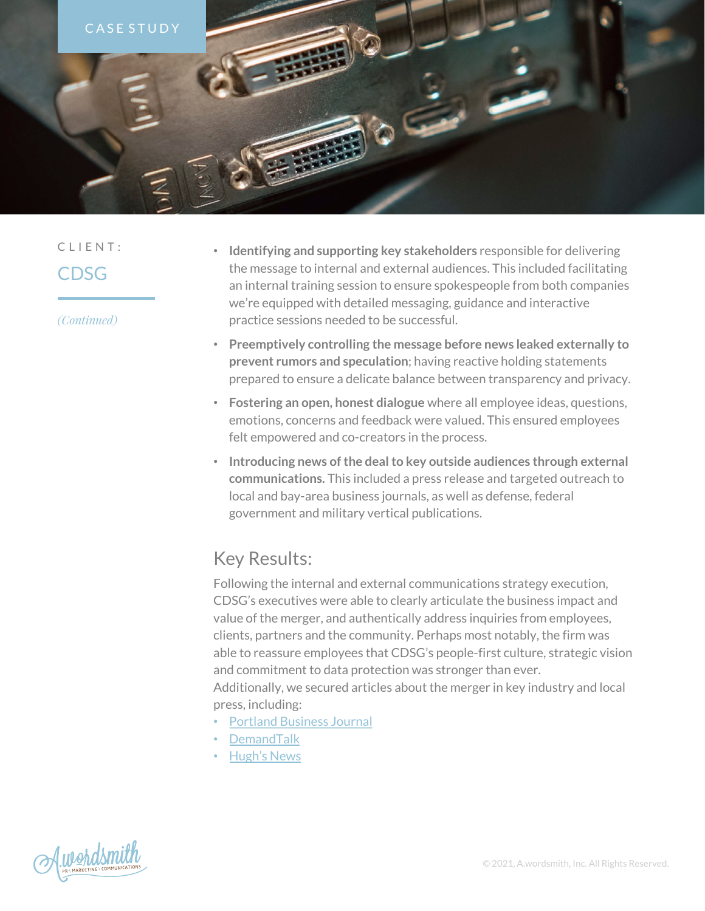CASE STUDY

CLIENT:

## CDSG

*(Continued)*

- **Identifying and supporting key stakeholders** responsible for delivering the message to internal and external audiences. This included facilitating an internal training session to ensure spokespeople from both companies we're equipped with detailed messaging, guidance and interactive practice sessions needed to be successful.
- **Preemptively controlling the message before news leaked externally to prevent rumors and speculation**; having reactive holding statements prepared to ensure a delicate balance between transparency and privacy.
- **Fostering an open, honest dialogue** where all employee ideas, questions, emotions, concerns and feedback were valued. This ensured employees felt empowered and co-creators in the process.
- **Introducing news of the deal to key outside audiences through external communications.** This included a press release and targeted outreach to local and bay-area business journals, as well as defense, federal government and military vertical publications.

## Key Results:

Following the internal and external communications strategy execution, CDSG's executives were able to clearly articulate the business impact and value of the merger, and authentically address inquiries from employees, clients, partners and the community. Perhaps most notably, the firm was able to reassure employees that CDSG's people-first culture, strategic vision and commitment to data protection was stronger than ever.
Additionally, we secured articles about the merger in key industry and local press, including:

- Portland Business Journal
- DemandTalk
- Hugh's News

© 2021, A.wordsmith, Inc. All Rights Reserved.